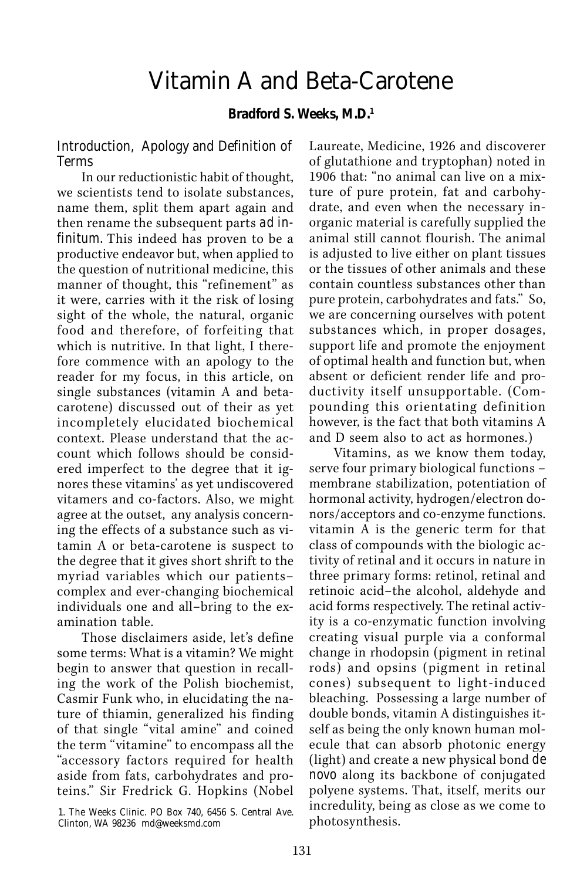# Vitamin A and Beta-Carotene

**Bradford S. Weeks, M.D.[1]**

## Introduction, Apology and Definition of Terms

In our reductionistic habit of thought, we scientists tend to isolate substances, name them, split them apart again and then rename the subsequent parts *ad infinitum*. This indeed has proven to be a productive endeavor but, when applied to the question of nutritional medicine, this manner of thought, this "refinement" as it were, carries with it the risk of losing sight of the whole, the natural, organic food and therefore, of forfeiting that which is nutritive. In that light, I therefore commence with an apology to the reader for my focus, in this article, on single substances (vitamin A and beta-carotene) discussed out of their as yet incompletely elucidated biochemical context. Please understand that the account which follows should be considered imperfect to the degree that it ignores these vitamins' as yet undiscovered vitamers and co-factors. Also, we might agree at the outset, any analysis concerning the effects of a substance such as vitamin A or beta-carotene is suspect to the degree that it gives short shrift to the myriad variables which our patients–complex and ever-changing biochemical individuals one and all–bring to the examination table.

Those disclaimers aside, let's define some terms: What is a vitamin? We might begin to answer that question in recalling the work of the Polish biochemist, Casmir Funk who, in elucidating the nature of thiamin, generalized his finding of that single "vital amine" and coined the term "vitamine" to encompass all the "accessory factors required for health aside from fats, carbohydrates and proteins." Sir Fredrick G. Hopkins (Nobel Laureate, Medicine, 1926 and discoverer of glutathione and tryptophan) noted in 1906 that: "no animal can live on a mixture of pure protein, fat and carbohydrate, and even when the necessary inorganic material is carefully supplied the animal still cannot flourish. The animal is adjusted to live either on plant tissues or the tissues of other animals and these contain countless substances other than pure protein, carbohydrates and fats." So, we are concerning ourselves with potent substances which, in proper dosages, support life and promote the enjoyment of optimal health and function but, when absent or deficient render life and productivity itself unsupportable. (Compounding this orientating definition however, is the fact that both vitamins A and D seem also to act as hormones.)

Vitamins, as we know them today, serve four primary biological functions – membrane stabilization, potentiation of hormonal activity, hydrogen/electron donors/acceptors and co-enzyme functions. vitamin A is the generic term for that class of compounds with the biologic activity of retinal and it occurs in nature in three primary forms: retinol, retinal and retinoic acid–the alcohol, aldehyde and acid forms respectively. The retinal activity is a co-enzymatic function involving creating visual purple via a conformal change in rhodopsin (pigment in retinal rods) and opsins (pigment in retinal cones) subsequent to light-induced bleaching. Possessing a large number of double bonds, vitamin A distinguishes itself as being the only known human molecule that can absorb photonic energy (light) and create a new physical bond *de novo* along its backbone of conjugated polyene systems. That, itself, merits our incredulity, being as close as we come to photosynthesis.

1. The Weeks Clinic. PO Box 740, 6456 S. Central Ave. Clinton, WA 98236 md@weeksmd.com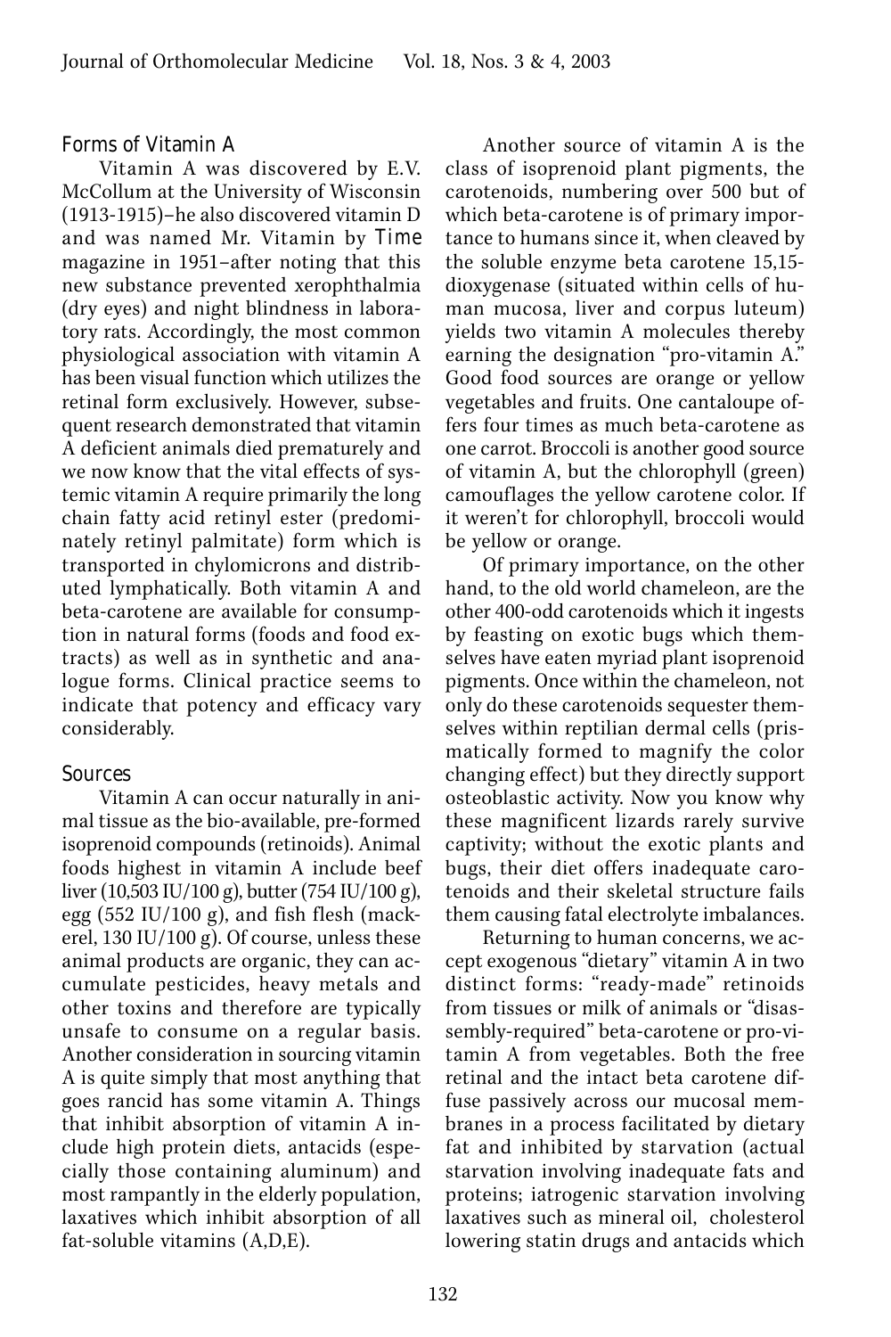## Forms of Vitamin A

Vitamin A was discovered by E.V. McCollum at the University of Wisconsin (1913-1915)–he also discovered vitamin D and was named Mr. Vitamin by *Time* magazine in 1951–after noting that this new substance prevented xerophthalmia (dry eyes) and night blindness in laboratory rats. Accordingly, the most common physiological association with vitamin A has been visual function which utilizes the retinal form exclusively. However, subsequent research demonstrated that vitamin A deficient animals died prematurely and we now know that the vital effects of systemic vitamin A require primarily the long chain fatty acid retinyl ester (predominately retinyl palmitate) form which is transported in chylomicrons and distributed lymphatically. Both vitamin A and beta-carotene are available for consumption in natural forms (foods and food extracts) as well as in synthetic and analogue forms. Clinical practice seems to indicate that potency and efficacy vary considerably.

## Sources

Vitamin A can occur naturally in animal tissue as the bio-available, pre-formed isoprenoid compounds (retinoids). Animal foods highest in vitamin A include beef liver (10,503 IU/100 g), butter (754 IU/100 g), egg (552 IU/100 g), and fish flesh (mackerel, 130 IU/100 g). Of course, unless these animal products are organic, they can accumulate pesticides, heavy metals and other toxins and therefore are typically unsafe to consume on a regular basis. Another consideration in sourcing vitamin A is quite simply that most anything that goes rancid has some vitamin A. Things that inhibit absorption of vitamin A include high protein diets, antacids (especially those containing aluminum) and most rampantly in the elderly population, laxatives which inhibit absorption of all fat-soluble vitamins (A,D,E).

Another source of vitamin A is the class of isoprenoid plant pigments, the carotenoids, numbering over 500 but of which beta-carotene is of primary importance to humans since it, when cleaved by the soluble enzyme beta carotene 15,15-dioxygenase (situated within cells of human mucosa, liver and corpus luteum) yields two vitamin A molecules thereby earning the designation "pro-vitamin A." Good food sources are orange or yellow vegetables and fruits. One cantaloupe offers four times as much beta-carotene as one carrot. Broccoli is another good source of vitamin A, but the chlorophyll (green) camouflages the yellow carotene color. If it weren't for chlorophyll, broccoli would be yellow or orange.

Of primary importance, on the other hand, to the old world chameleon, are the other 400-odd carotenoids which it ingests by feasting on exotic bugs which themselves have eaten myriad plant isoprenoid pigments. Once within the chameleon, not only do these carotenoids sequester themselves within reptilian dermal cells (prismatically formed to magnify the color changing effect) but they directly support osteoblastic activity. Now you know why these magnificent lizards rarely survive captivity; without the exotic plants and bugs, their diet offers inadequate carotenoids and their skeletal structure fails them causing fatal electrolyte imbalances.

Returning to human concerns, we accept exogenous "dietary" vitamin A in two distinct forms: "ready-made" retinoids from tissues or milk of animals or "disassembly-required" beta-carotene or pro-vitamin A from vegetables. Both the free retinal and the intact beta carotene diffuse passively across our mucosal membranes in a process facilitated by dietary fat and inhibited by starvation (actual starvation involving inadequate fats and proteins; iatrogenic starvation involving laxatives such as mineral oil, cholesterol lowering statin drugs and antacids which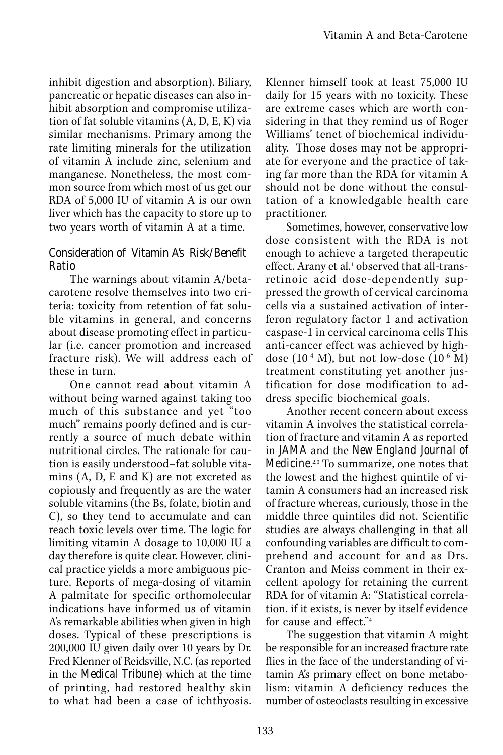inhibit digestion and absorption). Biliary, pancreatic or hepatic diseases can also inhibit absorption and compromise utilization of fat soluble vitamins (A, D, E, K) via similar mechanisms. Primary among the rate limiting minerals for the utilization of vitamin A include zinc, selenium and manganese. Nonetheless, the most common source from which most of us get our RDA of 5,000 IU of vitamin A is our own liver which has the capacity to store up to two years worth of vitamin A at a time.

## Consideration of Vitamin A's Risk/Benefit Ratio

The warnings about vitamin A/beta-carotene resolve themselves into two criteria: toxicity from retention of fat soluble vitamins in general, and concerns about disease promoting effect in particular (i.e. cancer promotion and increased fracture risk). We will address each of these in turn.

One cannot read about vitamin A without being warned against taking too much of this substance and yet "too much" remains poorly defined and is currently a source of much debate within nutritional circles. The rationale for caution is easily understood–fat soluble vitamins (A, D, E and K) are not excreted as copiously and frequently as are the water soluble vitamins (the Bs, folate, biotin and C), so they tend to accumulate and can reach toxic levels over time. The logic for limiting vitamin A dosage to 10,000 IU a day therefore is quite clear. However, clinical practice yields a more ambiguous picture. Reports of mega-dosing of vitamin A palmitate for specific orthomolecular indications have informed us of vitamin A's remarkable abilities when given in high doses. Typical of these prescriptions is 200,000 IU given daily over 10 years by Dr. Fred Klenner of Reidsville, N.C. (as reported in the *Medical Tribune*) which at the time of printing, had restored healthy skin to what had been a case of ichthyosis. Klenner himself took at least 75,000 IU daily for 15 years with no toxicity. These are extreme cases which are worth considering in that they remind us of Roger Williams' tenet of biochemical individuality. Those doses may not be appropriate for everyone and the practice of taking far more than the RDA for vitamin A should not be done without the consultation of a knowledgable health care practitioner.

Sometimes, however, conservative low dose consistent with the RDA is not enough to achieve a targeted therapeutic effect. Arany et al.[1] observed that all-trans-retinoic acid dose-dependently suppressed the growth of cervical carcinoma cells via a sustained activation of interferon regulatory factor 1 and activation caspase-1 in cervical carcinoma cells This anti-cancer effect was achieved by high-dose ($10^{-4}$ M), but not low-dose ($10^{-6}$ M) treatment constituting yet another justification for dose modification to address specific biochemical goals.

Another recent concern about excess vitamin A involves the statistical correlation of fracture and vitamin A as reported in *JAMA* and the *New England Journal of Medicine*.[2,3] To summarize, one notes that the lowest and the highest quintile of vitamin A consumers had an increased risk of fracture whereas, curiously, those in the middle three quintiles did not. Scientific studies are always challenging in that all confounding variables are difficult to comprehend and account for and as Drs. Cranton and Meiss comment in their excellent apology for retaining the current RDA for of vitamin A: "Statistical correlation, if it exists, is never by itself evidence for cause and effect."[4]

The suggestion that vitamin A might be responsible for an increased fracture rate flies in the face of the understanding of vitamin A's primary effect on bone metabolism: vitamin A deficiency reduces the number of osteoclasts resulting in excessive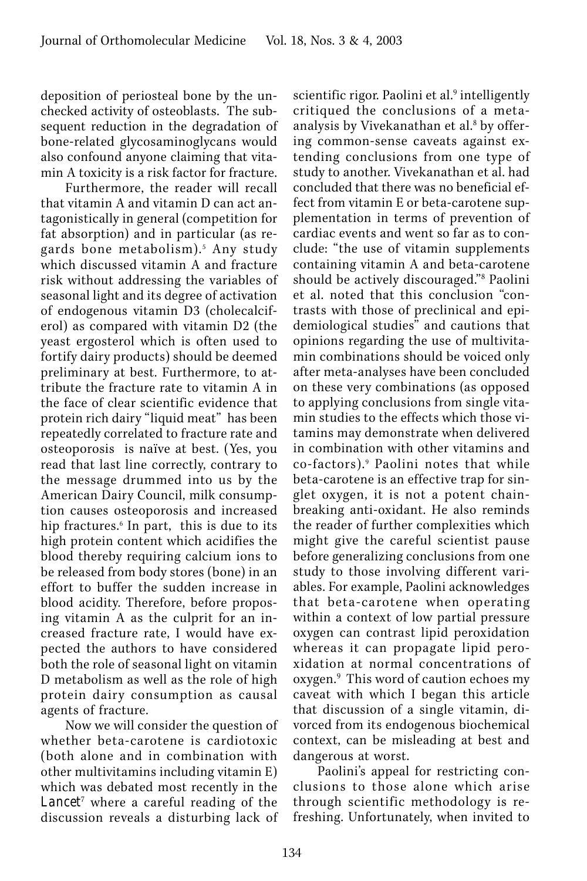deposition of periosteal bone by the unchecked activity of osteoblasts. The subsequent reduction in the degradation of bone-related glycosaminoglycans would also confound anyone claiming that vitamin A toxicity is a risk factor for fracture.

Furthermore, the reader will recall that vitamin A and vitamin D can act antagonistically in general (competition for fat absorption) and in particular (as regards bone metabolism).[5] Any study which discussed vitamin A and fracture risk without addressing the variables of seasonal light and its degree of activation of endogenous vitamin D3 (cholecalciferol) as compared with vitamin D2 (the yeast ergosterol which is often used to fortify dairy products) should be deemed preliminary at best. Furthermore, to attribute the fracture rate to vitamin A in the face of clear scientific evidence that protein rich dairy "liquid meat" has been repeatedly correlated to fracture rate and osteoporosis is naïve at best. (Yes, you read that last line correctly, contrary to the message drummed into us by the American Dairy Council, milk consumption causes osteoporosis and increased hip fractures.[6] In part, this is due to its high protein content which acidifies the blood thereby requiring calcium ions to be released from body stores (bone) in an effort to buffer the sudden increase in blood acidity. Therefore, before proposing vitamin A as the culprit for an increased fracture rate, I would have expected the authors to have considered both the role of seasonal light on vitamin D metabolism as well as the role of high protein dairy consumption as causal agents of fracture.

Now we will consider the question of whether beta-carotene is cardiotoxic (both alone and in combination with other multivitamins including vitamin E) which was debated most recently in the *Lancet*[7] where a careful reading of the discussion reveals a disturbing lack of scientific rigor. Paolini et al.[9] intelligently critiqued the conclusions of a meta-analysis by Vivekanathan et al.[8] by offering common-sense caveats against extending conclusions from one type of study to another. Vivekanathan et al. had concluded that there was no beneficial effect from vitamin E or beta-carotene supplementation in terms of prevention of cardiac events and went so far as to conclude: "the use of vitamin supplements containing vitamin A and beta-carotene should be actively discouraged."[8] Paolini et al. noted that this conclusion "contrasts with those of preclinical and epidemiological studies" and cautions that opinions regarding the use of multivitamin combinations should be voiced only after meta-analyses have been concluded on these very combinations (as opposed to applying conclusions from single vitamin studies to the effects which those vitamins may demonstrate when delivered in combination with other vitamins and co-factors).[9] Paolini notes that while beta-carotene is an effective trap for singlet oxygen, it is not a potent chain-breaking anti-oxidant. He also reminds the reader of further complexities which might give the careful scientist pause before generalizing conclusions from one study to those involving different variables. For example, Paolini acknowledges that beta-carotene when operating within a context of low partial pressure oxygen can contrast lipid peroxidation whereas it can propagate lipid peroxidation at normal concentrations of oxygen.[9] This word of caution echoes my caveat with which I began this article that discussion of a single vitamin, divorced from its endogenous biochemical context, can be misleading at best and dangerous at worst.

Paolini's appeal for restricting conclusions to those alone which arise through scientific methodology is refreshing. Unfortunately, when invited to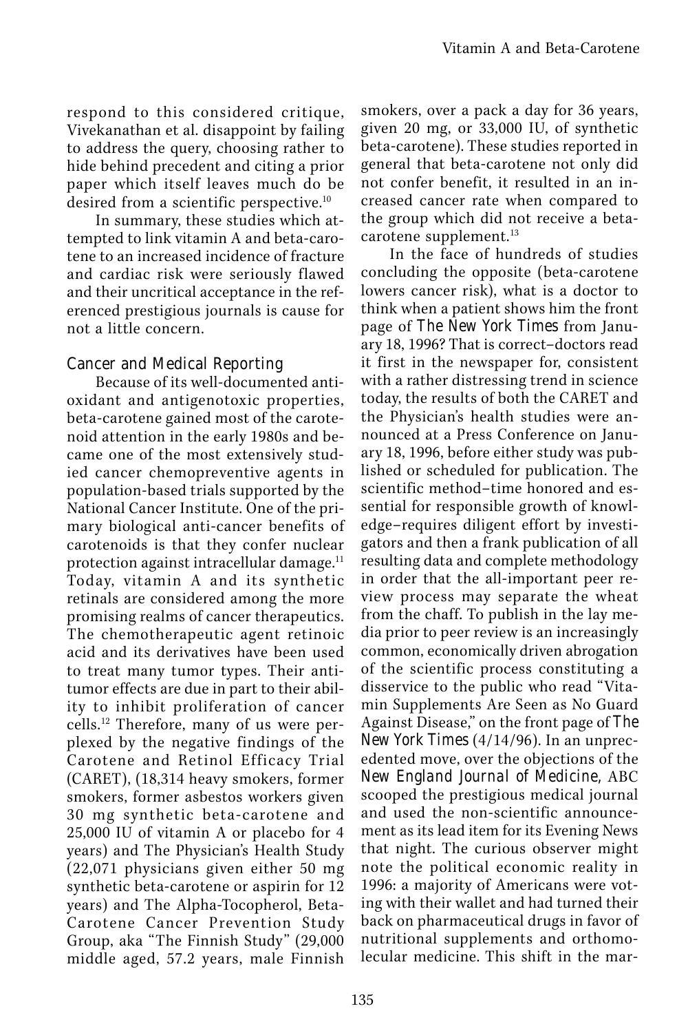respond to this considered critique, Vivekanathan et al. disappoint by failing to address the query, choosing rather to hide behind precedent and citing a prior paper which itself leaves much do be desired from a scientific perspective.[10]

In summary, these studies which attempted to link vitamin A and beta-carotene to an increased incidence of fracture and cardiac risk were seriously flawed and their uncritical acceptance in the referenced prestigious journals is cause for not a little concern.

## Cancer and Medical Reporting

Because of its well-documented antioxidant and antigenotoxic properties, beta-carotene gained most of the carotenoid attention in the early 1980s and became one of the most extensively studied cancer chemopreventive agents in population-based trials supported by the National Cancer Institute. One of the primary biological anti-cancer benefits of carotenoids is that they confer nuclear protection against intracellular damage.[11] Today, vitamin A and its synthetic retinals are considered among the more promising realms of cancer therapeutics. The chemotherapeutic agent retinoic acid and its derivatives have been used to treat many tumor types. Their antitumor effects are due in part to their ability to inhibit proliferation of cancer cells.[12] Therefore, many of us were perplexed by the negative findings of the Carotene and Retinol Efficacy Trial (CARET), (18,314 heavy smokers, former smokers, former asbestos workers given 30 mg synthetic beta-carotene and 25,000 IU of vitamin A or placebo for 4 years) and The Physician's Health Study (22,071 physicians given either 50 mg synthetic beta-carotene or aspirin for 12 years) and The Alpha-Tocopherol, Beta-Carotene Cancer Prevention Study Group, aka "The Finnish Study" (29,000 middle aged, 57.2 years, male Finnish smokers, over a pack a day for 36 years, given 20 mg, or 33,000 IU, of synthetic beta-carotene). These studies reported in general that beta-carotene not only did not confer benefit, it resulted in an increased cancer rate when compared to the group which did not receive a beta-carotene supplement.[13]

In the face of hundreds of studies concluding the opposite (beta-carotene lowers cancer risk), what is a doctor to think when a patient shows him the front page of *The New York Times* from January 18, 1996? That is correct–doctors read it first in the newspaper for, consistent with a rather distressing trend in science today, the results of both the CARET and the Physician's health studies were announced at a Press Conference on January 18, 1996, before either study was published or scheduled for publication. The scientific method–time honored and essential for responsible growth of knowledge–requires diligent effort by investigators and then a frank publication of all resulting data and complete methodology in order that the all-important peer review process may separate the wheat from the chaff. To publish in the lay media prior to peer review is an increasingly common, economically driven abrogation of the scientific process constituting a disservice to the public who read "Vitamin Supplements Are Seen as No Guard Against Disease," on the front page of *The New York Times* (4/14/96). In an unprecedented move, over the objections of the *New England Journal of Medicine*, ABC scooped the prestigious medical journal and used the non-scientific announcement as its lead item for its Evening News that night. The curious observer might note the political economic reality in 1996: a majority of Americans were voting with their wallet and had turned their back on pharmaceutical drugs in favor of nutritional supplements and orthomolecular medicine. This shift in the mar-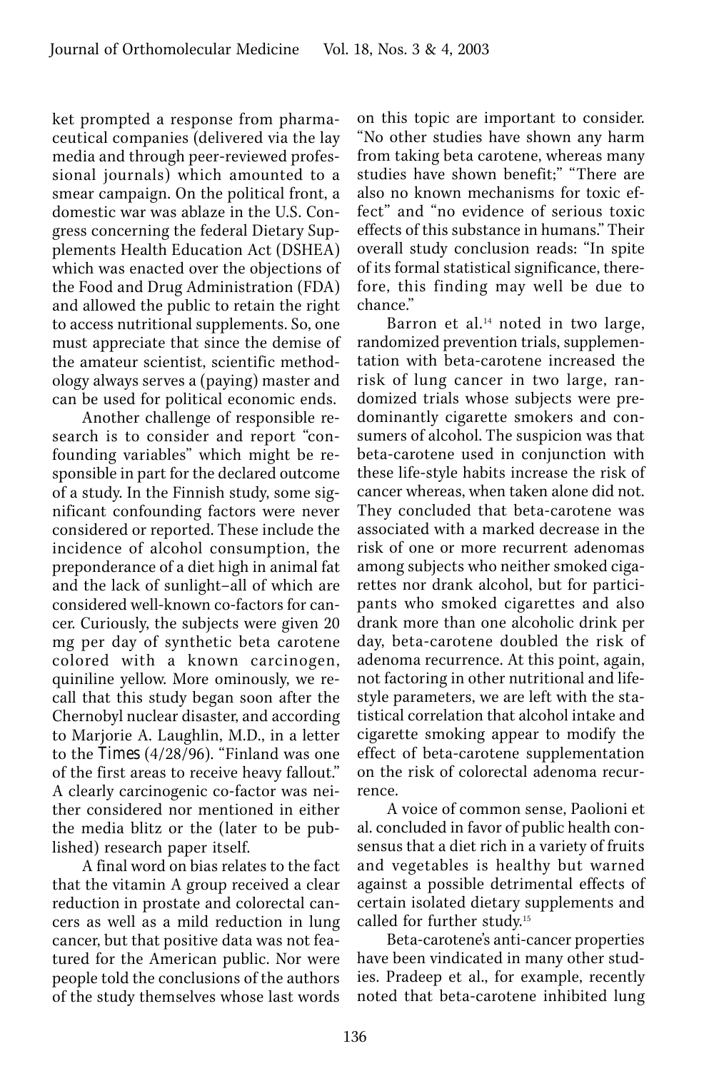ket prompted a response from pharmaceutical companies (delivered via the lay media and through peer-reviewed professional journals) which amounted to a smear campaign. On the political front, a domestic war was ablaze in the U.S. Congress concerning the federal Dietary Supplements Health Education Act (DSHEA) which was enacted over the objections of the Food and Drug Administration (FDA) and allowed the public to retain the right to access nutritional supplements. So, one must appreciate that since the demise of the amateur scientist, scientific methodology always serves a (paying) master and can be used for political economic ends.

Another challenge of responsible research is to consider and report "confounding variables" which might be responsible in part for the declared outcome of a study. In the Finnish study, some significant confounding factors were never considered or reported. These include the incidence of alcohol consumption, the preponderance of a diet high in animal fat and the lack of sunlight–all of which are considered well-known co-factors for cancer. Curiously, the subjects were given 20 mg per day of synthetic beta carotene colored with a known carcinogen, quiniline yellow. More ominously, we recall that this study began soon after the Chernobyl nuclear disaster, and according to Marjorie A. Laughlin, M.D., in a letter to the *Times* (4/28/96). "Finland was one of the first areas to receive heavy fallout." A clearly carcinogenic co-factor was neither considered nor mentioned in either the media blitz or the (later to be published) research paper itself.

A final word on bias relates to the fact that the vitamin A group received a clear reduction in prostate and colorectal cancers as well as a mild reduction in lung cancer, but that positive data was not featured for the American public. Nor were people told the conclusions of the authors of the study themselves whose last words on this topic are important to consider. "No other studies have shown any harm from taking beta carotene, whereas many studies have shown benefit;" "There are also no known mechanisms for toxic effect" and "no evidence of serious toxic effects of this substance in humans." Their overall study conclusion reads: "In spite of its formal statistical significance, therefore, this finding may well be due to chance."

Barron et al.[14] noted in two large, randomized prevention trials, supplementation with beta-carotene increased the risk of lung cancer in two large, randomized trials whose subjects were predominantly cigarette smokers and consumers of alcohol. The suspicion was that beta-carotene used in conjunction with these life-style habits increase the risk of cancer whereas, when taken alone did not. They concluded that beta-carotene was associated with a marked decrease in the risk of one or more recurrent adenomas among subjects who neither smoked cigarettes nor drank alcohol, but for participants who smoked cigarettes and also drank more than one alcoholic drink per day, beta-carotene doubled the risk of adenoma recurrence. At this point, again, not factoring in other nutritional and lifestyle parameters, we are left with the statistical correlation that alcohol intake and cigarette smoking appear to modify the effect of beta-carotene supplementation on the risk of colorectal adenoma recurrence.

A voice of common sense, Paolioni et al. concluded in favor of public health consensus that a diet rich in a variety of fruits and vegetables is healthy but warned against a possible detrimental effects of certain isolated dietary supplements and called for further study.[15]

Beta-carotene's anti-cancer properties have been vindicated in many other studies. Pradeep et al., for example, recently noted that beta-carotene inhibited lung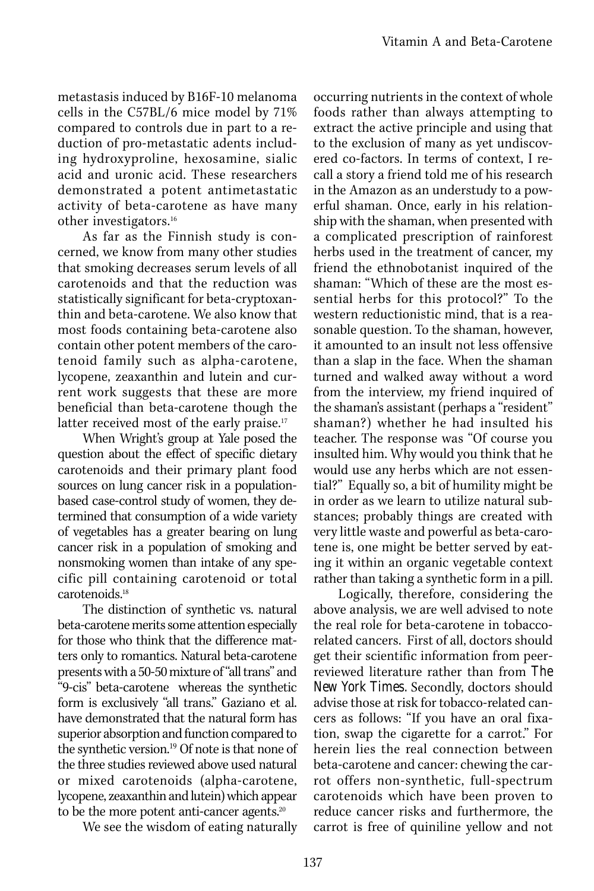metastasis induced by B16F-10 melanoma cells in the C57BL/6 mice model by 71% compared to controls due in part to a reduction of pro-metastatic adents including hydroxyproline, hexosamine, sialic acid and uronic acid. These researchers demonstrated a potent antimetastatic activity of beta-carotene as have many other investigators.[16]

As far as the Finnish study is concerned, we know from many other studies that smoking decreases serum levels of all carotenoids and that the reduction was statistically significant for beta-cryptoxanthin and beta-carotene. We also know that most foods containing beta-carotene also contain other potent members of the carotenoid family such as alpha-carotene, lycopene, zeaxanthin and lutein and current work suggests that these are more beneficial than beta-carotene though the latter received most of the early praise.[17]

When Wright's group at Yale posed the question about the effect of specific dietary carotenoids and their primary plant food sources on lung cancer risk in a population-based case-control study of women, they determined that consumption of a wide variety of vegetables has a greater bearing on lung cancer risk in a population of smoking and nonsmoking women than intake of any specific pill containing carotenoid or total carotenoids.[18]

The distinction of synthetic vs. natural beta-carotene merits some attention especially for those who think that the difference matters only to romantics. Natural beta-carotene presents with a 50-50 mixture of "all trans" and "9-cis" beta-carotene whereas the synthetic form is exclusively "all trans." Gaziano et al. have demonstrated that the natural form has superior absorption and function compared to the synthetic version.[19] Of note is that none of the three studies reviewed above used natural or mixed carotenoids (alpha-carotene, lycopene, zeaxanthin and lutein) which appear to be the more potent anti-cancer agents.[20]

We see the wisdom of eating naturally occurring nutrients in the context of whole foods rather than always attempting to extract the active principle and using that to the exclusion of many as yet undiscovered co-factors. In terms of context, I recall a story a friend told me of his research in the Amazon as an understudy to a powerful shaman. Once, early in his relationship with the shaman, when presented with a complicated prescription of rainforest herbs used in the treatment of cancer, my friend the ethnobotanist inquired of the shaman: "Which of these are the most essential herbs for this protocol?" To the western reductionistic mind, that is a reasonable question. To the shaman, however, it amounted to an insult not less offensive than a slap in the face. When the shaman turned and walked away without a word from the interview, my friend inquired of the shaman's assistant (perhaps a "resident" shaman?) whether he had insulted his teacher. The response was "Of course you insulted him. Why would you think that he would use any herbs which are not essential?" Equally so, a bit of humility might be in order as we learn to utilize natural substances; probably things are created with very little waste and powerful as beta-carotene is, one might be better served by eating it within an organic vegetable context rather than taking a synthetic form in a pill.

Logically, therefore, considering the above analysis, we are well advised to note the real role for beta-carotene in tobacco-related cancers. First of all, doctors should get their scientific information from peer-reviewed literature rather than from *The New York Times*. Secondly, doctors should advise those at risk for tobacco-related cancers as follows: "If you have an oral fixation, swap the cigarette for a carrot." For herein lies the real connection between beta-carotene and cancer: chewing the carrot offers non-synthetic, full-spectrum carotenoids which have been proven to reduce cancer risks and furthermore, the carrot is free of quiniline yellow and not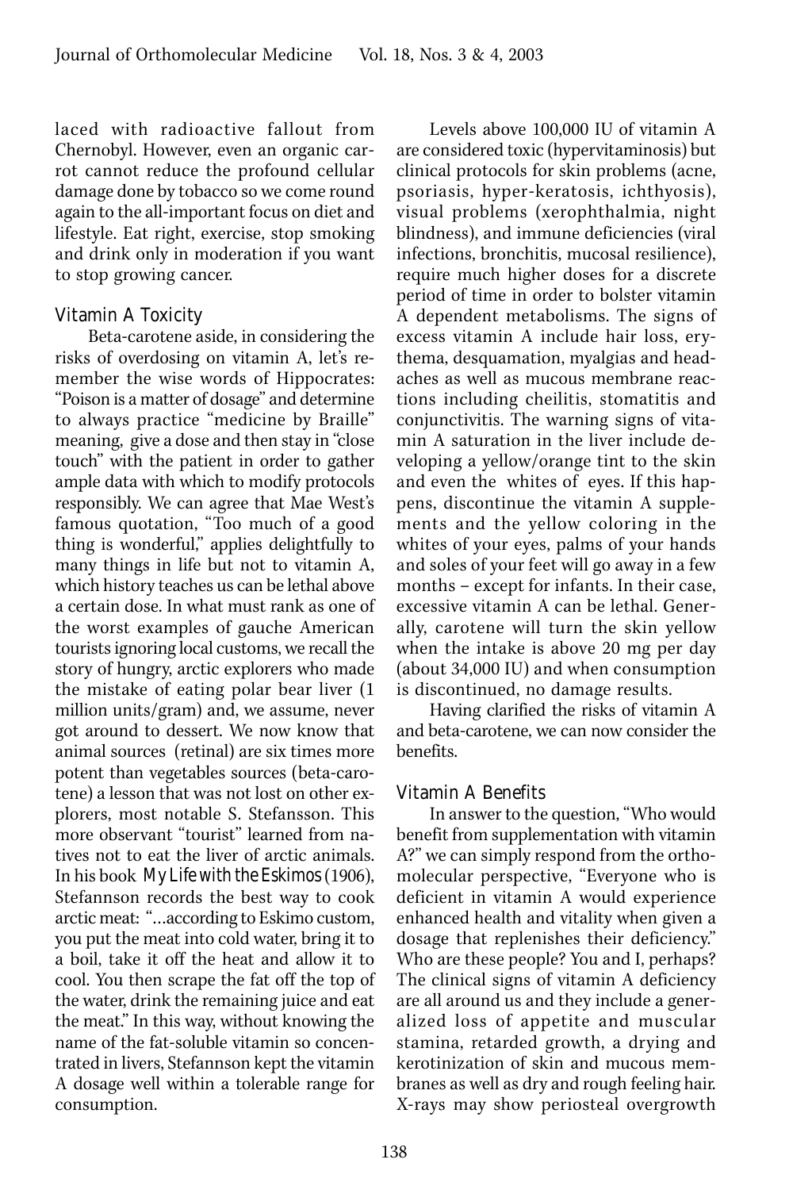laced with radioactive fallout from Chernobyl. However, even an organic carrot cannot reduce the profound cellular damage done by tobacco so we come round again to the all-important focus on diet and lifestyle. Eat right, exercise, stop smoking and drink only in moderation if you want to stop growing cancer.

### Vitamin A Toxicity

Beta-carotene aside, in considering the risks of overdosing on vitamin A, let's remember the wise words of Hippocrates: "Poison is a matter of dosage" and determine to always practice "medicine by Braille" meaning, give a dose and then stay in "close touch" with the patient in order to gather ample data with which to modify protocols responsibly. We can agree that Mae West's famous quotation, "Too much of a good thing is wonderful," applies delightfully to many things in life but not to vitamin A, which history teaches us can be lethal above a certain dose. In what must rank as one of the worst examples of gauche American tourists ignoring local customs, we recall the story of hungry, arctic explorers who made the mistake of eating polar bear liver (1 million units/gram) and, we assume, never got around to dessert. We now know that animal sources (retinal) are six times more potent than vegetables sources (beta-carotene) a lesson that was not lost on other explorers, most notable S. Stefansson. This more observant "tourist" learned from natives not to eat the liver of arctic animals. In his book *My Life with the Eskimos* (1906), Stefannson records the best way to cook arctic meat: "...according to Eskimo custom, you put the meat into cold water, bring it to a boil, take it off the heat and allow it to cool. You then scrape the fat off the top of the water, drink the remaining juice and eat the meat." In this way, without knowing the name of the fat-soluble vitamin so concentrated in livers, Stefannson kept the vitamin A dosage well within a tolerable range for consumption.

Levels above 100,000 IU of vitamin A are considered toxic (hypervitaminosis) but clinical protocols for skin problems (acne, psoriasis, hyper-keratosis, ichthyosis), visual problems (xerophthalmia, night blindness), and immune deficiencies (viral infections, bronchitis, mucosal resilience), require much higher doses for a discrete period of time in order to bolster vitamin A dependent metabolisms. The signs of excess vitamin A include hair loss, erythema, desquamation, myalgias and headaches as well as mucous membrane reactions including cheilitis, stomatitis and conjunctivitis. The warning signs of vitamin A saturation in the liver include developing a yellow/orange tint to the skin and even the whites of eyes. If this happens, discontinue the vitamin A supplements and the yellow coloring in the whites of your eyes, palms of your hands and soles of your feet will go away in a few months – except for infants. In their case, excessive vitamin A can be lethal. Generally, carotene will turn the skin yellow when the intake is above 20 mg per day (about 34,000 IU) and when consumption is discontinued, no damage results.

Having clarified the risks of vitamin A and beta-carotene, we can now consider the benefits.

### Vitamin A Benefits

In answer to the question, "Who would benefit from supplementation with vitamin A?" we can simply respond from the orthomolecular perspective, "Everyone who is deficient in vitamin A would experience enhanced health and vitality when given a dosage that replenishes their deficiency." Who are these people? You and I, perhaps? The clinical signs of vitamin A deficiency are all around us and they include a generalized loss of appetite and muscular stamina, retarded growth, a drying and kerotinization of skin and mucous membranes as well as dry and rough feeling hair. X-rays may show periosteal overgrowth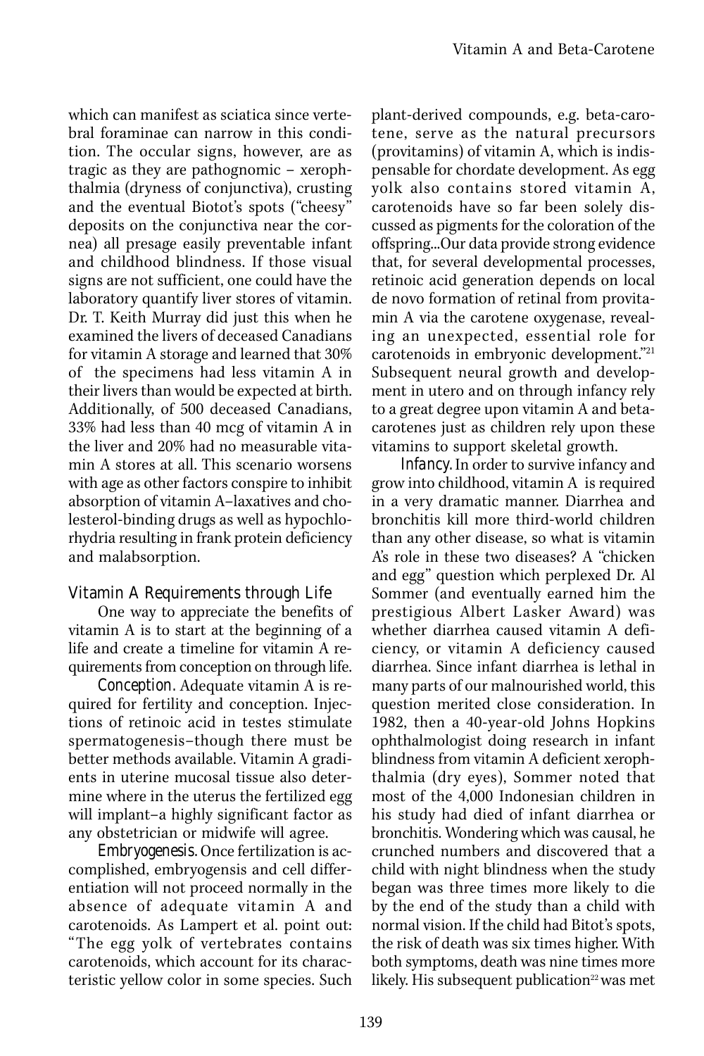which can manifest as sciatica since vertebral foraminae can narrow in this condition. The occular signs, however, are as tragic as they are pathognomic – xerophthalmia (dryness of conjunctiva), crusting and the eventual Biotot's spots ("cheesy" deposits on the conjunctiva near the cornea) all presage easily preventable infant and childhood blindness. If those visual signs are not sufficient, one could have the laboratory quantify liver stores of vitamin. Dr. T. Keith Murray did just this when he examined the livers of deceased Canadians for vitamin A storage and learned that 30% of the specimens had less vitamin A in their livers than would be expected at birth. Additionally, of 500 deceased Canadians, 33% had less than 40 mcg of vitamin A in the liver and 20% had no measurable vitamin A stores at all. This scenario worsens with age as other factors conspire to inhibit absorption of vitamin A–laxatives and cholesterol-binding drugs as well as hypochlorhydria resulting in frank protein deficiency and malabsorption.

### Vitamin A Requirements through Life

One way to appreciate the benefits of vitamin A is to start at the beginning of a life and create a timeline for vitamin A requirements from conception on through life.

*Conception*. Adequate vitamin A is required for fertility and conception. Injections of retinoic acid in testes stimulate spermatogenesis–though there must be better methods available. Vitamin A gradients in uterine mucosal tissue also determine where in the uterus the fertilized egg will implant–a highly significant factor as any obstetrician or midwife will agree.

*Embryogenesis.* Once fertilization is accomplished, embryogensis and cell differentiation will not proceed normally in the absence of adequate vitamin A and carotenoids. As Lampert et al. point out: "The egg yolk of vertebrates contains carotenoids, which account for its characteristic yellow color in some species. Such plant-derived compounds, e.g. beta-carotene, serve as the natural precursors (provitamins) of vitamin A, which is indispensable for chordate development. As egg yolk also contains stored vitamin A, carotenoids have so far been solely discussed as pigments for the coloration of the offspring...Our data provide strong evidence that, for several developmental processes, retinoic acid generation depends on local de novo formation of retinal from provitamin A via the carotene oxygenase, revealing an unexpected, essential role for carotenoids in embryonic development."[21] Subsequent neural growth and development in utero and on through infancy rely to a great degree upon vitamin A and beta-carotenes just as children rely upon these vitamins to support skeletal growth.

*Infancy.* In order to survive infancy and grow into childhood, vitamin A is required in a very dramatic manner. Diarrhea and bronchitis kill more third-world children than any other disease, so what is vitamin A's role in these two diseases? A "chicken and egg" question which perplexed Dr. Al Sommer (and eventually earned him the prestigious Albert Lasker Award) was whether diarrhea caused vitamin A deficiency, or vitamin A deficiency caused diarrhea. Since infant diarrhea is lethal in many parts of our malnourished world, this question merited close consideration. In 1982, then a 40-year-old Johns Hopkins ophthalmologist doing research in infant blindness from vitamin A deficient xerophthalmia (dry eyes), Sommer noted that most of the 4,000 Indonesian children in his study had died of infant diarrhea or bronchitis. Wondering which was causal, he crunched numbers and discovered that a child with night blindness when the study began was three times more likely to die by the end of the study than a child with normal vision. If the child had Bitot's spots, the risk of death was six times higher. With both symptoms, death was nine times more likely. His subsequent publication[22] was met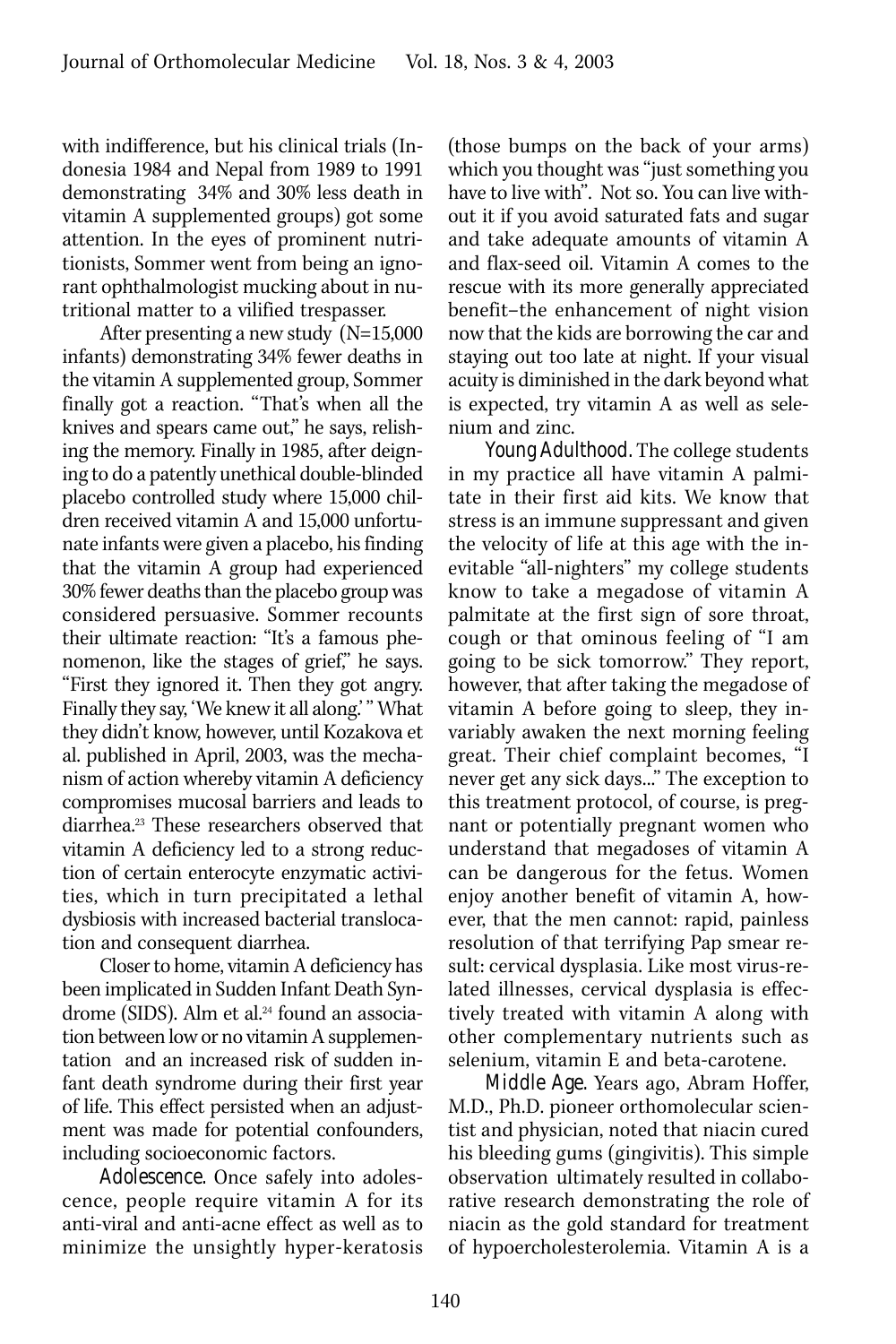with indifference, but his clinical trials (Indonesia 1984 and Nepal from 1989 to 1991 demonstrating 34% and 30% less death in vitamin A supplemented groups) got some attention. In the eyes of prominent nutritionists, Sommer went from being an ignorant ophthalmologist mucking about in nutritional matter to a vilified trespasser.

After presenting a new study (N=15,000 infants) demonstrating 34% fewer deaths in the vitamin A supplemented group, Sommer finally got a reaction. "That's when all the knives and spears came out," he says, relishing the memory. Finally in 1985, after deigning to do a patently unethical double-blinded placebo controlled study where 15,000 children received vitamin A and 15,000 unfortunate infants were given a placebo, his finding that the vitamin A group had experienced 30% fewer deaths than the placebo group was considered persuasive. Sommer recounts their ultimate reaction: "It's a famous phenomenon, like the stages of grief," he says. "First they ignored it. Then they got angry. Finally they say, 'We knew it all along.'" What they didn't know, however, until Kozakova et al. published in April, 2003, was the mechanism of action whereby vitamin A deficiency compromises mucosal barriers and leads to diarrhea.[23] These researchers observed that vitamin A deficiency led to a strong reduction of certain enterocyte enzymatic activities, which in turn precipitated a lethal dysbiosis with increased bacterial translocation and consequent diarrhea.

Closer to home, vitamin A deficiency has been implicated in Sudden Infant Death Syndrome (SIDS). Alm et al.[24] found an association between low or no vitamin A supplementation and an increased risk of sudden infant death syndrome during their first year of life. This effect persisted when an adjustment was made for potential confounders, including socioeconomic factors.

*Adolescence.* Once safely into adolescence, people require vitamin A for its anti-viral and anti-acne effect as well as to minimize the unsightly hyper-keratosis (those bumps on the back of your arms) which you thought was "just something you have to live with". Not so. You can live without it if you avoid saturated fats and sugar and take adequate amounts of vitamin A and flax-seed oil. Vitamin A comes to the rescue with its more generally appreciated benefit–the enhancement of night vision now that the kids are borrowing the car and staying out too late at night. If your visual acuity is diminished in the dark beyond what is expected, try vitamin A as well as selenium and zinc.

*Young Adulthood.* The college students in my practice all have vitamin A palmitate in their first aid kits. We know that stress is an immune suppressant and given the velocity of life at this age with the inevitable "all-nighters" my college students know to take a megadose of vitamin A palmitate at the first sign of sore throat, cough or that ominous feeling of "I am going to be sick tomorrow." They report, however, that after taking the megadose of vitamin A before going to sleep, they invariably awaken the next morning feeling great. Their chief complaint becomes, "I never get any sick days..." The exception to this treatment protocol, of course, is pregnant or potentially pregnant women who understand that megadoses of vitamin A can be dangerous for the fetus. Women enjoy another benefit of vitamin A, however, that the men cannot: rapid, painless resolution of that terrifying Pap smear result: cervical dysplasia. Like most virus-related illnesses, cervical dysplasia is effectively treated with vitamin A along with other complementary nutrients such as selenium, vitamin E and beta-carotene.

*Middle Age.* Years ago, Abram Hoffer, M.D., Ph.D. pioneer orthomolecular scientist and physician, noted that niacin cured his bleeding gums (gingivitis). This simple observation ultimately resulted in collaborative research demonstrating the role of niacin as the gold standard for treatment of hypoercholesterolemia. Vitamin A is a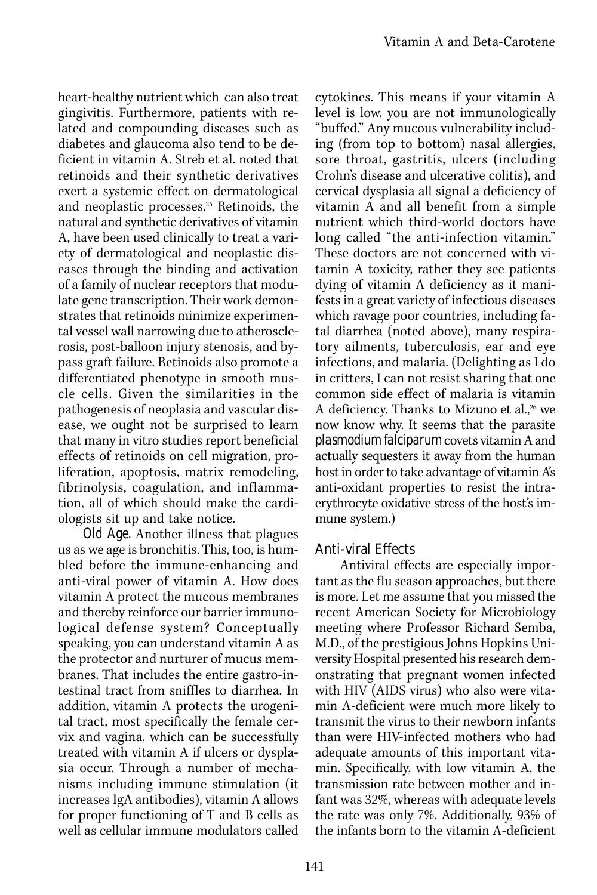heart-healthy nutrient which can also treat gingivitis. Furthermore, patients with related and compounding diseases such as diabetes and glaucoma also tend to be deficient in vitamin A. Streb et al. noted that retinoids and their synthetic derivatives exert a systemic effect on dermatological and neoplastic processes.[25] Retinoids, the natural and synthetic derivatives of vitamin A, have been used clinically to treat a variety of dermatological and neoplastic diseases through the binding and activation of a family of nuclear receptors that modulate gene transcription. Their work demonstrates that retinoids minimize experimental vessel wall narrowing due to atherosclerosis, post-balloon injury stenosis, and bypass graft failure. Retinoids also promote a differentiated phenotype in smooth muscle cells. Given the similarities in the pathogenesis of neoplasia and vascular disease, we ought not be surprised to learn that many in vitro studies report beneficial effects of retinoids on cell migration, proliferation, apoptosis, matrix remodeling, fibrinolysis, coagulation, and inflammation, all of which should make the cardiologists sit up and take notice.

*Old Age*. Another illness that plagues us as we age is bronchitis. This, too, is humbled before the immune-enhancing and anti-viral power of vitamin A. How does vitamin A protect the mucous membranes and thereby reinforce our barrier immunological defense system? Conceptually speaking, you can understand vitamin A as the protector and nurturer of mucus membranes. That includes the entire gastro-intestinal tract from sniffles to diarrhea. In addition, vitamin A protects the urogenital tract, most specifically the female cervix and vagina, which can be successfully treated with vitamin A if ulcers or dysplasia occur. Through a number of mechanisms including immune stimulation (it increases IgA antibodies), vitamin A allows for proper functioning of T and B cells as well as cellular immune modulators called cytokines. This means if your vitamin A level is low, you are not immunologically "buffed." Any mucous vulnerability including (from top to bottom) nasal allergies, sore throat, gastritis, ulcers (including Crohn's disease and ulcerative colitis), and cervical dysplasia all signal a deficiency of vitamin A and all benefit from a simple nutrient which third-world doctors have long called "the anti-infection vitamin." These doctors are not concerned with vitamin A toxicity, rather they see patients dying of vitamin A deficiency as it manifests in a great variety of infectious diseases which ravage poor countries, including fatal diarrhea (noted above), many respiratory ailments, tuberculosis, ear and eye infections, and malaria. (Delighting as I do in critters, I can not resist sharing that one common side effect of malaria is vitamin A deficiency. Thanks to Mizuno et al.,[26] we now know why. It seems that the parasite *plasmodium falciparum* covets vitamin A and actually sequesters it away from the human host in order to take advantage of vitamin A's anti-oxidant properties to resist the intra-erythrocyte oxidative stress of the host's immune system.)

### Anti-viral Effects

Antiviral effects are especially important as the flu season approaches, but there is more. Let me assume that you missed the recent American Society for Microbiology meeting where Professor Richard Semba, M.D., of the prestigious Johns Hopkins University Hospital presented his research demonstrating that pregnant women infected with HIV (AIDS virus) who also were vitamin A-deficient were much more likely to transmit the virus to their newborn infants than were HIV-infected mothers who had adequate amounts of this important vitamin. Specifically, with low vitamin A, the transmission rate between mother and infant was 32%, whereas with adequate levels the rate was only 7%. Additionally, 93% of the infants born to the vitamin A-deficient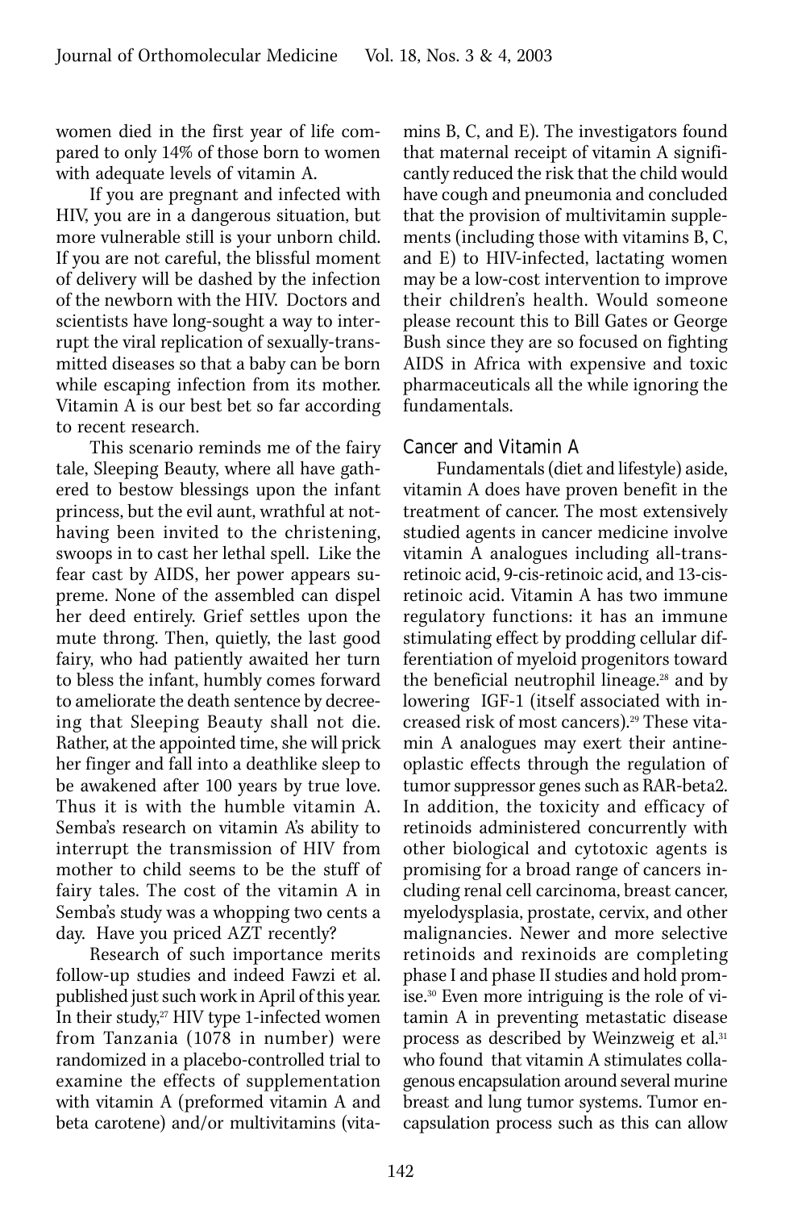women died in the first year of life compared to only 14% of those born to women with adequate levels of vitamin A.

If you are pregnant and infected with HIV, you are in a dangerous situation, but more vulnerable still is your unborn child. If you are not careful, the blissful moment of delivery will be dashed by the infection of the newborn with the HIV. Doctors and scientists have long-sought a way to interrupt the viral replication of sexually-transmitted diseases so that a baby can be born while escaping infection from its mother. Vitamin A is our best bet so far according to recent research.

This scenario reminds me of the fairy tale, Sleeping Beauty, where all have gathered to bestow blessings upon the infant princess, but the evil aunt, wrathful at not-having been invited to the christening, swoops in to cast her lethal spell. Like the fear cast by AIDS, her power appears supreme. None of the assembled can dispel her deed entirely. Grief settles upon the mute throng. Then, quietly, the last good fairy, who had patiently awaited her turn to bless the infant, humbly comes forward to ameliorate the death sentence by decreeing that Sleeping Beauty shall not die. Rather, at the appointed time, she will prick her finger and fall into a deathlike sleep to be awakened after 100 years by true love. Thus it is with the humble vitamin A. Semba's research on vitamin A's ability to interrupt the transmission of HIV from mother to child seems to be the stuff of fairy tales. The cost of the vitamin A in Semba's study was a whopping two cents a day. Have you priced AZT recently?

Research of such importance merits follow-up studies and indeed Fawzi et al. published just such work in April of this year. In their study,[27] HIV type 1-infected women from Tanzania (1078 in number) were randomized in a placebo-controlled trial to examine the effects of supplementation with vitamin A (preformed vitamin A and beta carotene) and/or multivitamins (vitamins B, C, and E). The investigators found that maternal receipt of vitamin A significantly reduced the risk that the child would have cough and pneumonia and concluded that the provision of multivitamin supplements (including those with vitamins B, C, and E) to HIV-infected, lactating women may be a low-cost intervention to improve their children's health. Would someone please recount this to Bill Gates or George Bush since they are so focused on fighting AIDS in Africa with expensive and toxic pharmaceuticals all the while ignoring the fundamentals.

### Cancer and Vitamin A

Fundamentals (diet and lifestyle) aside, vitamin A does have proven benefit in the treatment of cancer. The most extensively studied agents in cancer medicine involve vitamin A analogues including all-trans-retinoic acid, 9-cis-retinoic acid, and 13-cis-retinoic acid. Vitamin A has two immune regulatory functions: it has an immune stimulating effect by prodding cellular differentiation of myeloid progenitors toward the beneficial neutrophil lineage.[28] and by lowering IGF-1 (itself associated with increased risk of most cancers).[29] These vitamin A analogues may exert their antineoplastic effects through the regulation of tumor suppressor genes such as RAR-beta2. In addition, the toxicity and efficacy of retinoids administered concurrently with other biological and cytotoxic agents is promising for a broad range of cancers including renal cell carcinoma, breast cancer, myelodysplasia, prostate, cervix, and other malignancies. Newer and more selective retinoids and rexinoids are completing phase I and phase II studies and hold promise.[30] Even more intriguing is the role of vitamin A in preventing metastatic disease process as described by Weinzweig et al.[31] who found that vitamin A stimulates collagenous encapsulation around several murine breast and lung tumor systems. Tumor encapsulation process such as this can allow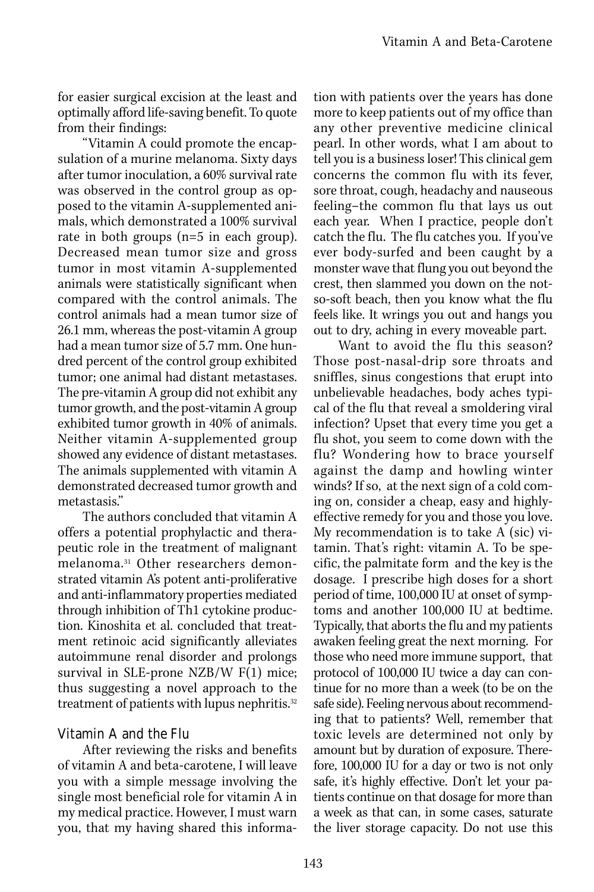for easier surgical excision at the least and optimally afford life-saving benefit. To quote from their findings:

"Vitamin A could promote the encapsulation of a murine melanoma. Sixty days after tumor inoculation, a 60% survival rate was observed in the control group as opposed to the vitamin A-supplemented animals, which demonstrated a 100% survival rate in both groups (n=5 in each group). Decreased mean tumor size and gross tumor in most vitamin A-supplemented animals were statistically significant when compared with the control animals. The control animals had a mean tumor size of 26.1 mm, whereas the post-vitamin A group had a mean tumor size of 5.7 mm. One hundred percent of the control group exhibited tumor; one animal had distant metastases. The pre-vitamin A group did not exhibit any tumor growth, and the post-vitamin A group exhibited tumor growth in 40% of animals. Neither vitamin A-supplemented group showed any evidence of distant metastases. The animals supplemented with vitamin A demonstrated decreased tumor growth and metastasis."

The authors concluded that vitamin A offers a potential prophylactic and therapeutic role in the treatment of malignant melanoma.[31] Other researchers demonstrated vitamin A's potent anti-proliferative and anti-inflammatory properties mediated through inhibition of Th1 cytokine production. Kinoshita et al. concluded that treatment retinoic acid significantly alleviates autoimmune renal disorder and prolongs survival in SLE-prone NZB/W F(1) mice; thus suggesting a novel approach to the treatment of patients with lupus nephritis.[32]

## Vitamin A and the Flu

After reviewing the risks and benefits of vitamin A and beta-carotene, I will leave you with a simple message involving the single most beneficial role for vitamin A in my medical practice. However, I must warn you, that my having shared this information with patients over the years has done more to keep patients out of my office than any other preventive medicine clinical pearl. In other words, what I am about to tell you is a business loser! This clinical gem concerns the common flu with its fever, sore throat, cough, headachy and nauseous feeling–the common flu that lays us out each year. When I practice, people don't catch the flu. The flu catches you. If you've ever body-surfed and been caught by a monster wave that flung you out beyond the crest, then slammed you down on the not-so-soft beach, then you know what the flu feels like. It wrings you out and hangs you out to dry, aching in every moveable part.

Want to avoid the flu this season? Those post-nasal-drip sore throats and sniffles, sinus congestions that erupt into unbelievable headaches, body aches typical of the flu that reveal a smoldering viral infection? Upset that every time you get a flu shot, you seem to come down with the flu? Wondering how to brace yourself against the damp and howling winter winds? If so, at the next sign of a cold coming on, consider a cheap, easy and highly-effective remedy for you and those you love. My recommendation is to take A (sic) vitamin. That's right: vitamin A. To be specific, the palmitate form and the key is the dosage. I prescribe high doses for a short period of time, 100,000 IU at onset of symptoms and another 100,000 IU at bedtime. Typically, that aborts the flu and my patients awaken feeling great the next morning. For those who need more immune support, that protocol of 100,000 IU twice a day can continue for no more than a week (to be on the safe side). Feeling nervous about recommending that to patients? Well, remember that toxic levels are determined not only by amount but by duration of exposure. Therefore, 100,000 IU for a day or two is not only safe, it's highly effective. Don't let your patients continue on that dosage for more than a week as that can, in some cases, saturate the liver storage capacity. Do not use this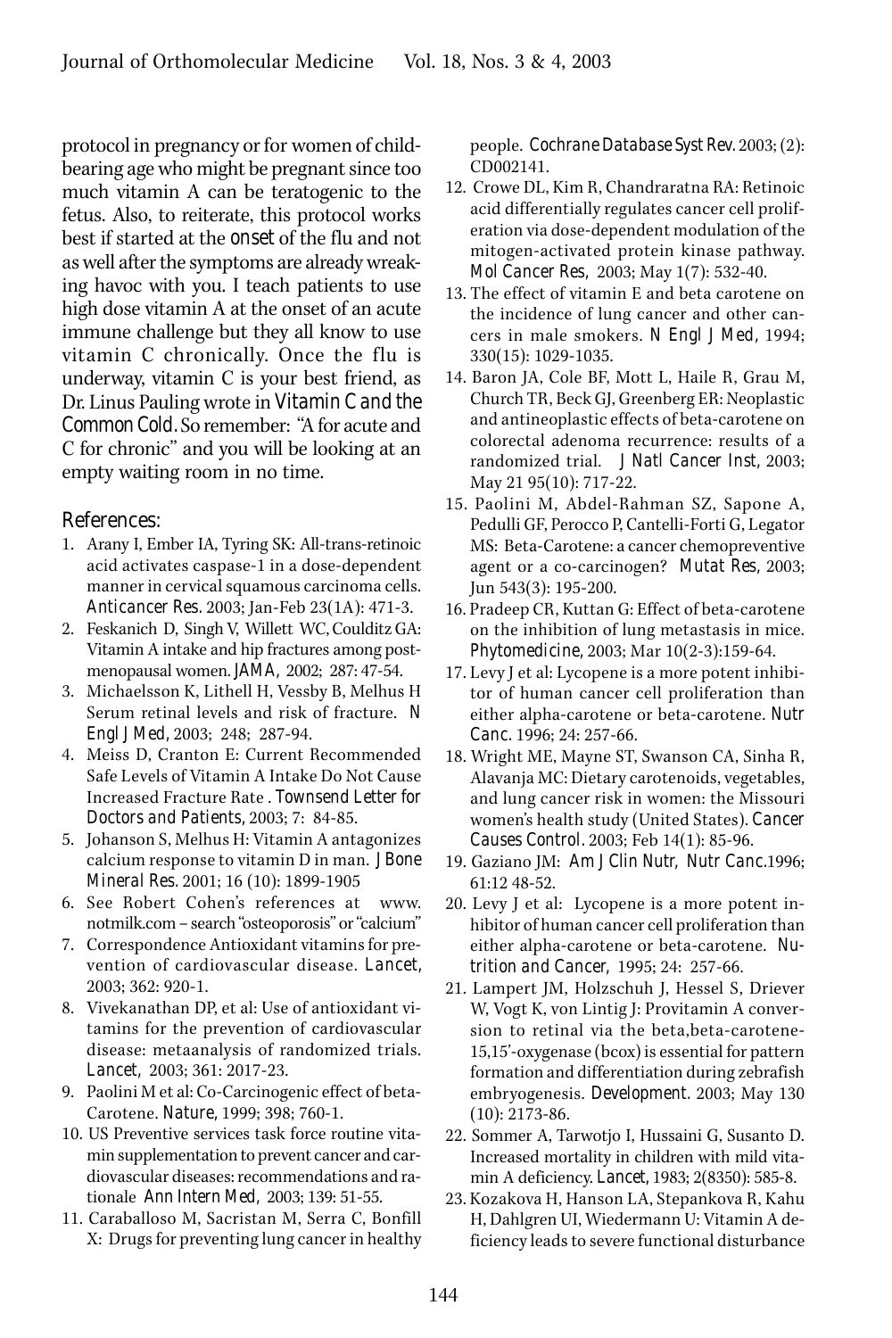protocol in pregnancy or for women of childbearing age who might be pregnant since too much vitamin A can be teratogenic to the fetus. Also, to reiterate, this protocol works best if started at the *onset* of the flu and not as well after the symptoms are already wreaking havoc with you. I teach patients to use high dose vitamin A at the onset of an acute immune challenge but they all know to use vitamin C chronically. Once the flu is underway, vitamin C is your best friend, as Dr. Linus Pauling wrote in *Vitamin C and the Common Cold*. So remember: "A for acute and C for chronic" and you will be looking at an empty waiting room in no time.

## References:

1. Arany I, Ember IA, Tyring SK: All-trans-retinoic acid activates caspase-1 in a dose-dependent manner in cervical squamous carcinoma cells. *Anticancer Res*. 2003; Jan-Feb 23(1A): 471-3.
2. Feskanich D, Singh V, Willett WC, Coulditz GA: Vitamin A intake and hip fractures among postmenopausal women. *JAMA*, 2002; 287: 47-54.
3. Michaelsson K, Lithell H, Vessby B, Melhus H Serum retinal levels and risk of fracture. *N Engl J Med*, 2003; 248; 287-94.
4. Meiss D, Cranton E: Current Recommended Safe Levels of Vitamin A Intake Do Not Cause Increased Fracture Rate . *Townsend Letter for Doctors and Patients*, 2003; 7: 84-85.
5. Johanson S, Melhus H: Vitamin A antagonizes calcium response to vitamin D in man. *J Bone Mineral Res*. 2001; 16 (10): 1899-1905
6. See Robert Cohen's references at www.notmilk.com – search "osteoporosis" or "calcium"
7. Correspondence Antioxidant vitamins for prevention of cardiovascular disease. *Lancet*, 2003; 362: 920-1.
8. Vivekanathan DP, et al: Use of antioxidant vitamins for the prevention of cardiovascular disease: metaanalysis of randomized trials. *Lancet*, 2003; 361: 2017-23.
9. Paolini M et al: Co-Carcinogenic effect of beta-Carotene. *Nature*, 1999; 398; 760-1.
10. US Preventive services task force routine vitamin supplementation to prevent cancer and cardiovascular diseases: recommendations and rationale *Ann Intern Med*, 2003; 139: 51-55.
11. Caraballoso M, Sacristan M, Serra C, Bonfill X: Drugs for preventing lung cancer in healthy people. *Cochrane Database Syst Rev*. 2003; (2): CD002141.
12. Crowe DL, Kim R, Chandraratna RA: Retinoic acid differentially regulates cancer cell proliferation via dose-dependent modulation of the mitogen-activated protein kinase pathway. *Mol Cancer Res*, 2003; May 1(7): 532-40.
13. The effect of vitamin E and beta carotene on the incidence of lung cancer and other cancers in male smokers. *N Engl J Med*, 1994; 330(15): 1029-1035.
14. Baron JA, Cole BF, Mott L, Haile R, Grau M, Church TR, Beck GJ, Greenberg ER: Neoplastic and antineoplastic effects of beta-carotene on colorectal adenoma recurrence: results of a randomized trial. *J Natl Cancer Inst*, 2003; May 21 95(10): 717-22.
15. Paolini M, Abdel-Rahman SZ, Sapone A, Pedulli GF, Perocco P, Cantelli-Forti G, Legator MS: Beta-Carotene: a cancer chemopreventive agent or a co-carcinogen? *Mutat Res*, 2003; Jun 543(3): 195-200.
16. Pradeep CR, Kuttan G: Effect of beta-carotene on the inhibition of lung metastasis in mice. *Phytomedicine*, 2003; Mar 10(2-3):159-64.
17. Levy J et al: Lycopene is a more potent inhibitor of human cancer cell proliferation than either alpha-carotene or beta-carotene. *Nutr Canc*. 1996; 24: 257-66.
18. Wright ME, Mayne ST, Swanson CA, Sinha R, Alavanja MC: Dietary carotenoids, vegetables, and lung cancer risk in women: the Missouri women's health study (United States). *Cancer Causes Control*. 2003; Feb 14(1): 85-96.
19. Gaziano JM: *Am J Clin Nutr, Nutr Canc*.1996; 61:12 48-52.
20. Levy J et al: Lycopene is a more potent inhibitor of human cancer cell proliferation than either alpha-carotene or beta-carotene. *Nutrition and Cancer*, 1995; 24: 257-66.
21. Lampert JM, Holzschuh J, Hessel S, Driever W, Vogt K, von Lintig J: Provitamin A conversion to retinal via the beta,beta-carotene-15,15'-oxygenase (bcox) is essential for pattern formation and differentiation during zebrafish embryogenesis. *Development*. 2003; May 130 (10): 2173-86.
22. Sommer A, Tarwotjo I, Hussaini G, Susanto D. Increased mortality in children with mild vitamin A deficiency. *Lancet*, 1983; 2(8350): 585-8.
23. Kozakova H, Hanson LA, Stepankova R, Kahu H, Dahlgren UI, Wiedermann U: Vitamin A deficiency leads to severe functional disturbance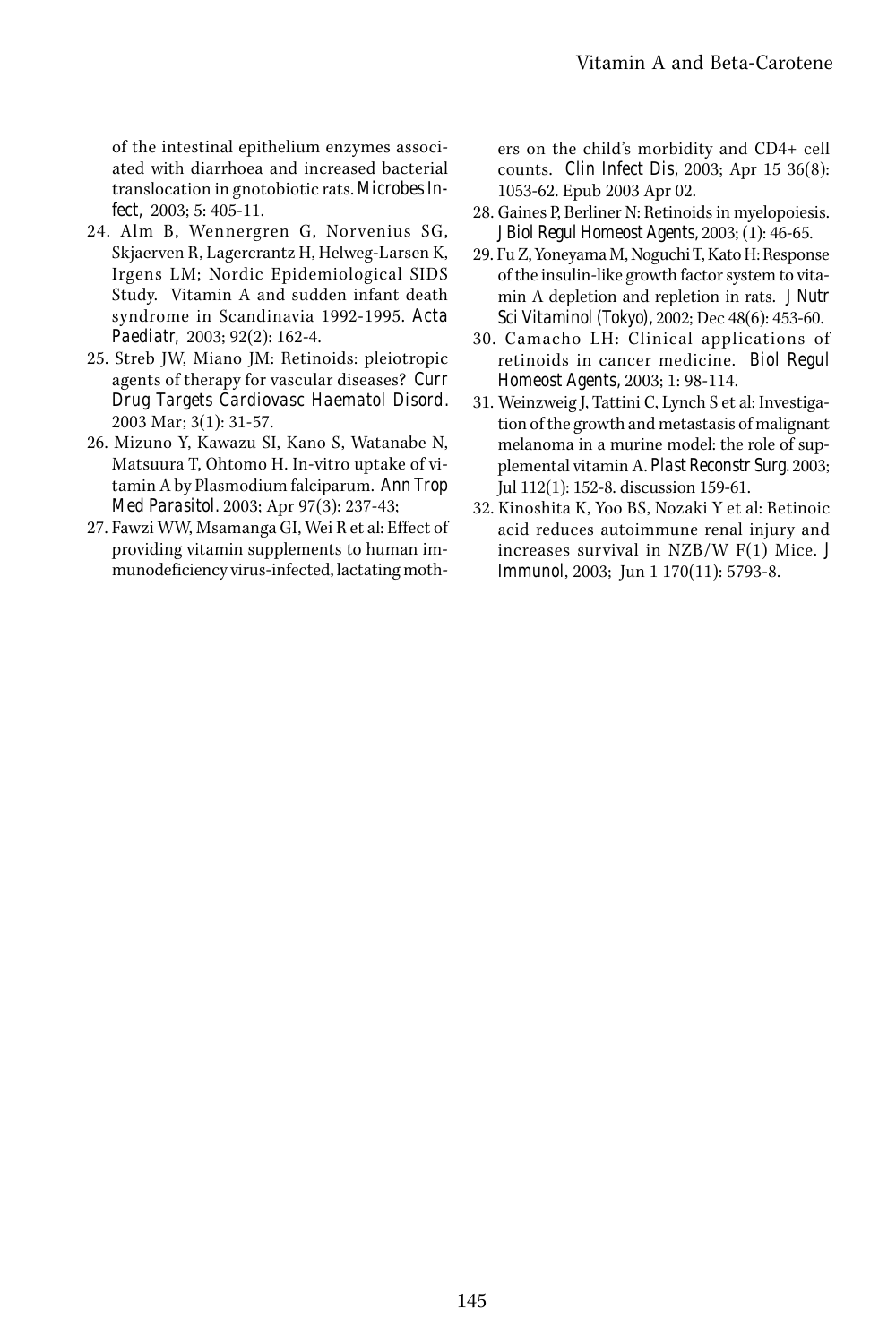of the intestinal epithelium enzymes associated with diarrhoea and increased bacterial translocation in gnotobiotic rats. *Microbes Infect,* 2003; 5: 405-11.

24. Alm B, Wennergren G, Norvenius SG, Skjaerven R, Lagercrantz H, Helweg-Larsen K, Irgens LM; Nordic Epidemiological SIDS Study. Vitamin A and sudden infant death syndrome in Scandinavia 1992-1995. *Acta Paediatr,* 2003; 92(2): 162-4.
25. Streb JW, Miano JM: Retinoids: pleiotropic agents of therapy for vascular diseases? *Curr Drug Targets Cardiovasc Haematol Disord.* 2003 Mar; 3(1): 31-57.
26. Mizuno Y, Kawazu SI, Kano S, Watanabe N, Matsuura T, Ohtomo H. In-vitro uptake of vitamin A by Plasmodium falciparum. *Ann Trop Med Parasitol.* 2003; Apr 97(3): 237-43;
27. Fawzi WW, Msamanga GI, Wei R et al: Effect of providing vitamin supplements to human immunodeficiency virus-infected, lactating mothers on the child's morbidity and CD4+ cell counts. *Clin Infect Dis,* 2003; Apr 15 36(8): 1053-62. Epub 2003 Apr 02.
28. Gaines P, Berliner N: Retinoids in myelopoiesis. *J Biol Regul Homeost Agents,* 2003; (1): 46-65.
29. Fu Z, Yoneyama M, Noguchi T, Kato H: Response of the insulin-like growth factor system to vitamin A depletion and repletion in rats. *J Nutr Sci Vitaminol (Tokyo),* 2002; Dec 48(6): 453-60.
30. Camacho LH: Clinical applications of retinoids in cancer medicine. *Biol Regul Homeost Agents,* 2003; 1: 98-114.
31. Weinzweig J, Tattini C, Lynch S et al: Investigation of the growth and metastasis of malignant melanoma in a murine model: the role of supplemental vitamin A. *Plast Reconstr Surg.* 2003; Jul 112(1): 152-8. discussion 159-61.
32. Kinoshita K, Yoo BS, Nozaki Y et al: Retinoic acid reduces autoimmune renal injury and increases survival in NZB/W F(1) Mice. *J Immunol,* 2003; Jun 1 170(11): 5793-8.